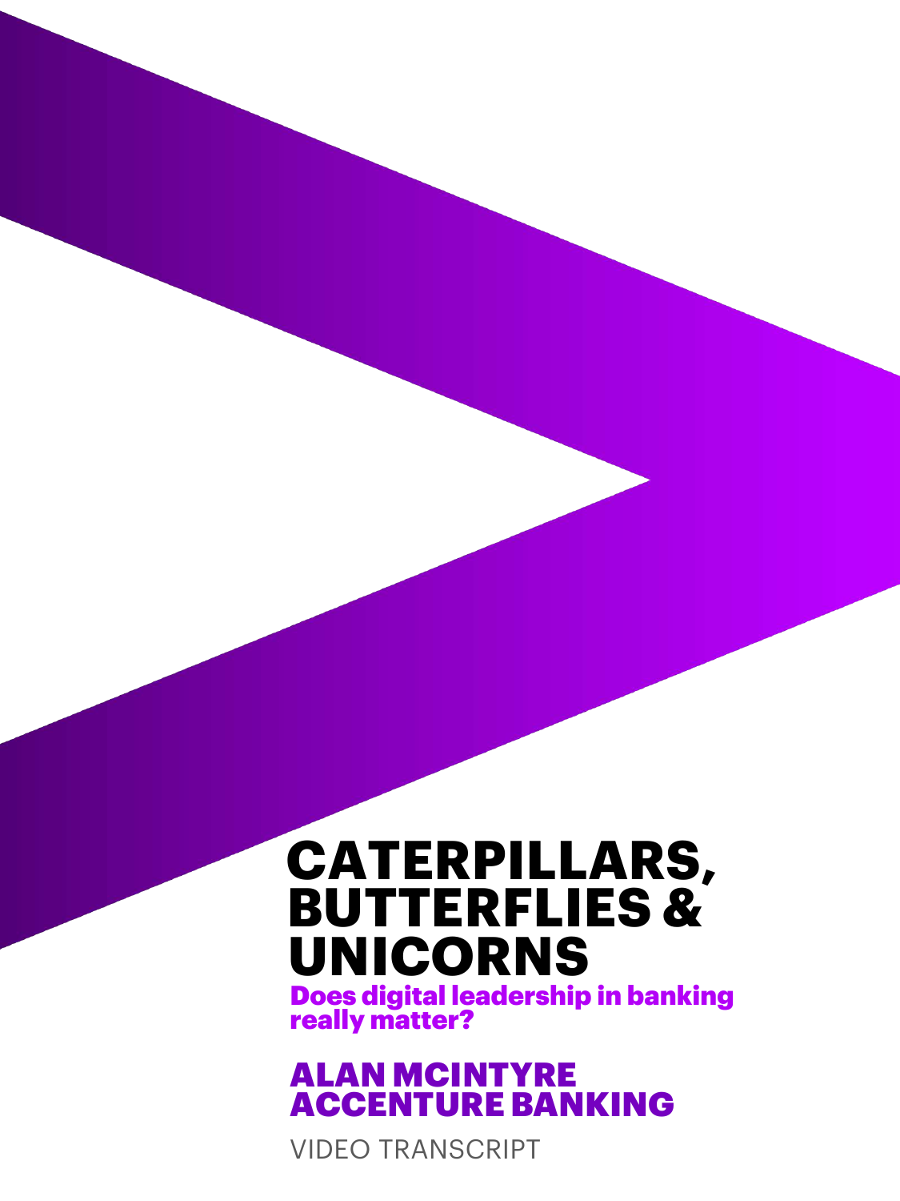# CATERPILLARS, BUTTERFLIES & UNICORNS

**Does digital leadership in banking really matter?**

## ALAN MCINTYRE ACCENTURE BANKING

VIDEO TRANSCRIPT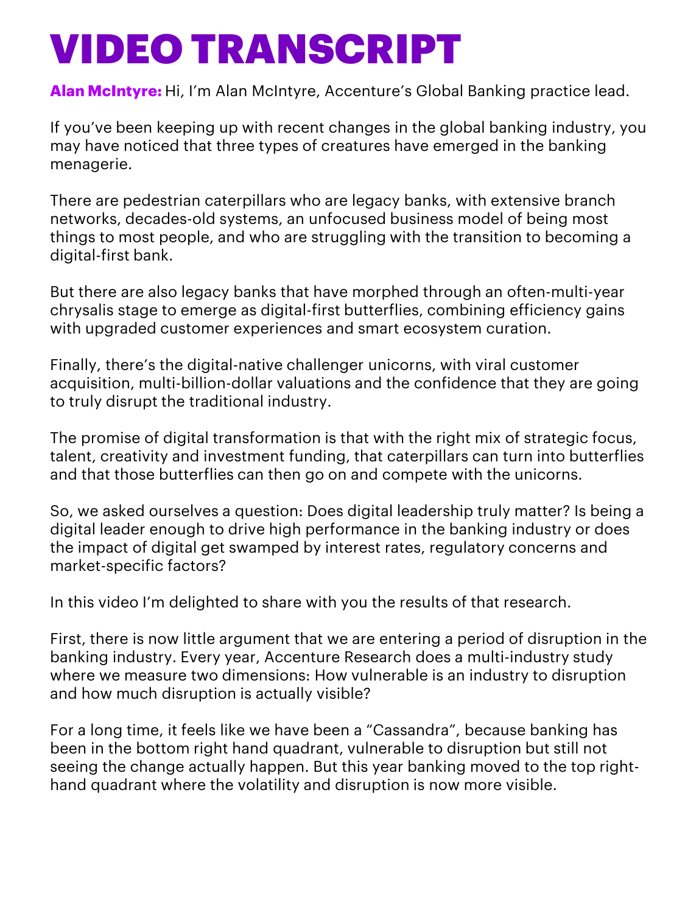# VIDEO TRANSCRIPT

**Alan McIntyre:** Hi, I'm Alan McIntyre, Accenture's Global Banking practice lead.

If you've been keeping up with recent changes in the global banking industry, you may have noticed that three types of creatures have emerged in the banking menagerie.

There are pedestrian caterpillars who are legacy banks, with extensive branch networks, decades-old systems, an unfocused business model of being most things to most people, and who are struggling with the transition to becoming a digital-first bank.

But there are also legacy banks that have morphed through an often-multi-year chrysalis stage to emerge as digital-first butterflies, combining efficiency gains with upgraded customer experiences and smart ecosystem curation.

Finally, there's the digital-native challenger unicorns, with viral customer acquisition, multi-billion-dollar valuations and the confidence that they are going to truly disrupt the traditional industry.

The promise of digital transformation is that with the right mix of strategic focus, talent, creativity and investment funding, that caterpillars can turn into butterflies and that those butterflies can then go on and compete with the unicorns.

So, we asked ourselves a question: Does digital leadership truly matter? Is being a digital leader enough to drive high performance in the banking industry or does the impact of digital get swamped by interest rates, regulatory concerns and market-specific factors?

In this video I'm delighted to share with you the results of that research.

First, there is now little argument that we are entering a period of disruption in the banking industry. Every year, Accenture Research does a multi-industry study where we measure two dimensions: How vulnerable is an industry to disruption and how much disruption is actually visible?

For a long time, it feels like we have been a "Cassandra", because banking has been in the bottom right hand quadrant, vulnerable to disruption but still not seeing the change actually happen. But this year banking moved to the top right-hand quadrant where the volatility and disruption is now more visible.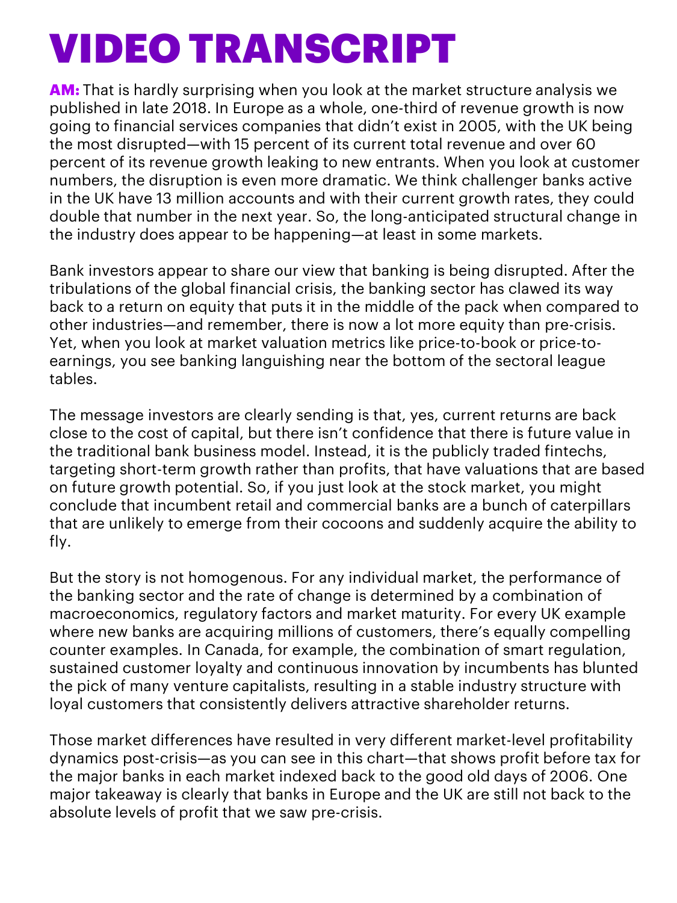# VIDEO TRANSCRIPT

**AM:** That is hardly surprising when you look at the market structure analysis we published in late 2018. In Europe as a whole, one-third of revenue growth is now going to financial services companies that didn't exist in 2005, with the UK being the most disrupted—with 15 percent of its current total revenue and over 60 percent of its revenue growth leaking to new entrants. When you look at customer numbers, the disruption is even more dramatic. We think challenger banks active in the UK have 13 million accounts and with their current growth rates, they could double that number in the next year. So, the long-anticipated structural change in the industry does appear to be happening—at least in some markets.

Bank investors appear to share our view that banking is being disrupted. After the tribulations of the global financial crisis, the banking sector has clawed its way back to a return on equity that puts it in the middle of the pack when compared to other industries—and remember, there is now a lot more equity than pre-crisis. Yet, when you look at market valuation metrics like price-to-book or price-to-earnings, you see banking languishing near the bottom of the sectoral league tables.

The message investors are clearly sending is that, yes, current returns are back close to the cost of capital, but there isn't confidence that there is future value in the traditional bank business model. Instead, it is the publicly traded fintechs, targeting short-term growth rather than profits, that have valuations that are based on future growth potential. So, if you just look at the stock market, you might conclude that incumbent retail and commercial banks are a bunch of caterpillars that are unlikely to emerge from their cocoons and suddenly acquire the ability to fly.

But the story is not homogenous. For any individual market, the performance of the banking sector and the rate of change is determined by a combination of macroeconomics, regulatory factors and market maturity. For every UK example where new banks are acquiring millions of customers, there's equally compelling counter examples. In Canada, for example, the combination of smart regulation, sustained customer loyalty and continuous innovation by incumbents has blunted the pick of many venture capitalists, resulting in a stable industry structure with loyal customers that consistently delivers attractive shareholder returns.

Those market differences have resulted in very different market-level profitability dynamics post-crisis—as you can see in this chart—that shows profit before tax for the major banks in each market indexed back to the good old days of 2006. One major takeaway is clearly that banks in Europe and the UK are still not back to the absolute levels of profit that we saw pre-crisis.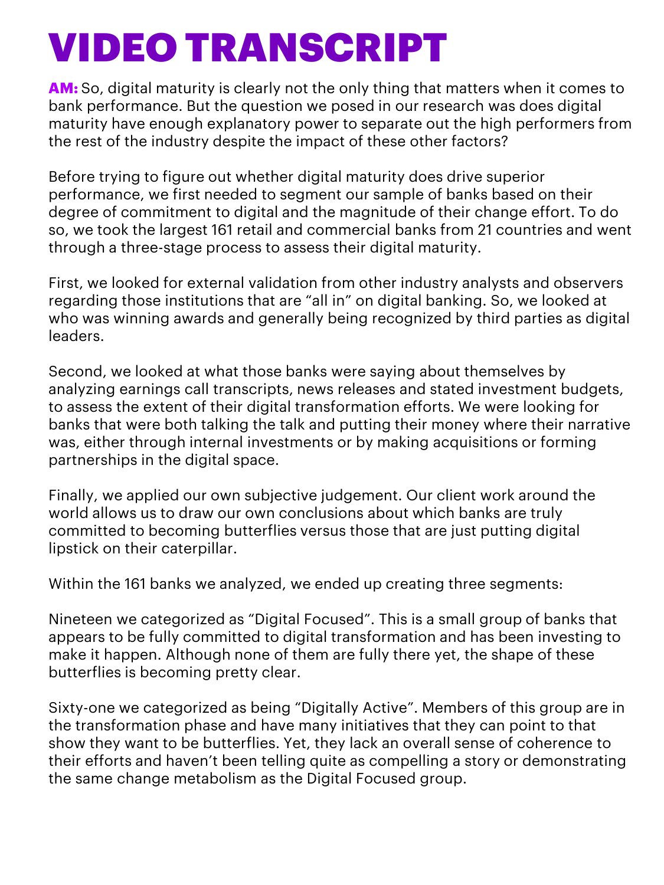# VIDEO TRANSCRIPT

**AM:** So, digital maturity is clearly not the only thing that matters when it comes to bank performance. But the question we posed in our research was does digital maturity have enough explanatory power to separate out the high performers from the rest of the industry despite the impact of these other factors?

Before trying to figure out whether digital maturity does drive superior performance, we first needed to segment our sample of banks based on their degree of commitment to digital and the magnitude of their change effort. To do so, we took the largest 161 retail and commercial banks from 21 countries and went through a three-stage process to assess their digital maturity.

First, we looked for external validation from other industry analysts and observers regarding those institutions that are “all in” on digital banking. So, we looked at who was winning awards and generally being recognized by third parties as digital leaders.

Second, we looked at what those banks were saying about themselves by analyzing earnings call transcripts, news releases and stated investment budgets, to assess the extent of their digital transformation efforts. We were looking for banks that were both talking the talk and putting their money where their narrative was, either through internal investments or by making acquisitions or forming partnerships in the digital space.

Finally, we applied our own subjective judgement. Our client work around the world allows us to draw our own conclusions about which banks are truly committed to becoming butterflies versus those that are just putting digital lipstick on their caterpillar.

Within the 161 banks we analyzed, we ended up creating three segments:

Nineteen we categorized as “Digital Focused”. This is a small group of banks that appears to be fully committed to digital transformation and has been investing to make it happen. Although none of them are fully there yet, the shape of these butterflies is becoming pretty clear.

Sixty-one we categorized as being “Digitally Active”. Members of this group are in the transformation phase and have many initiatives that they can point to that show they want to be butterflies. Yet, they lack an overall sense of coherence to their efforts and haven’t been telling quite as compelling a story or demonstrating the same change metabolism as the Digital Focused group.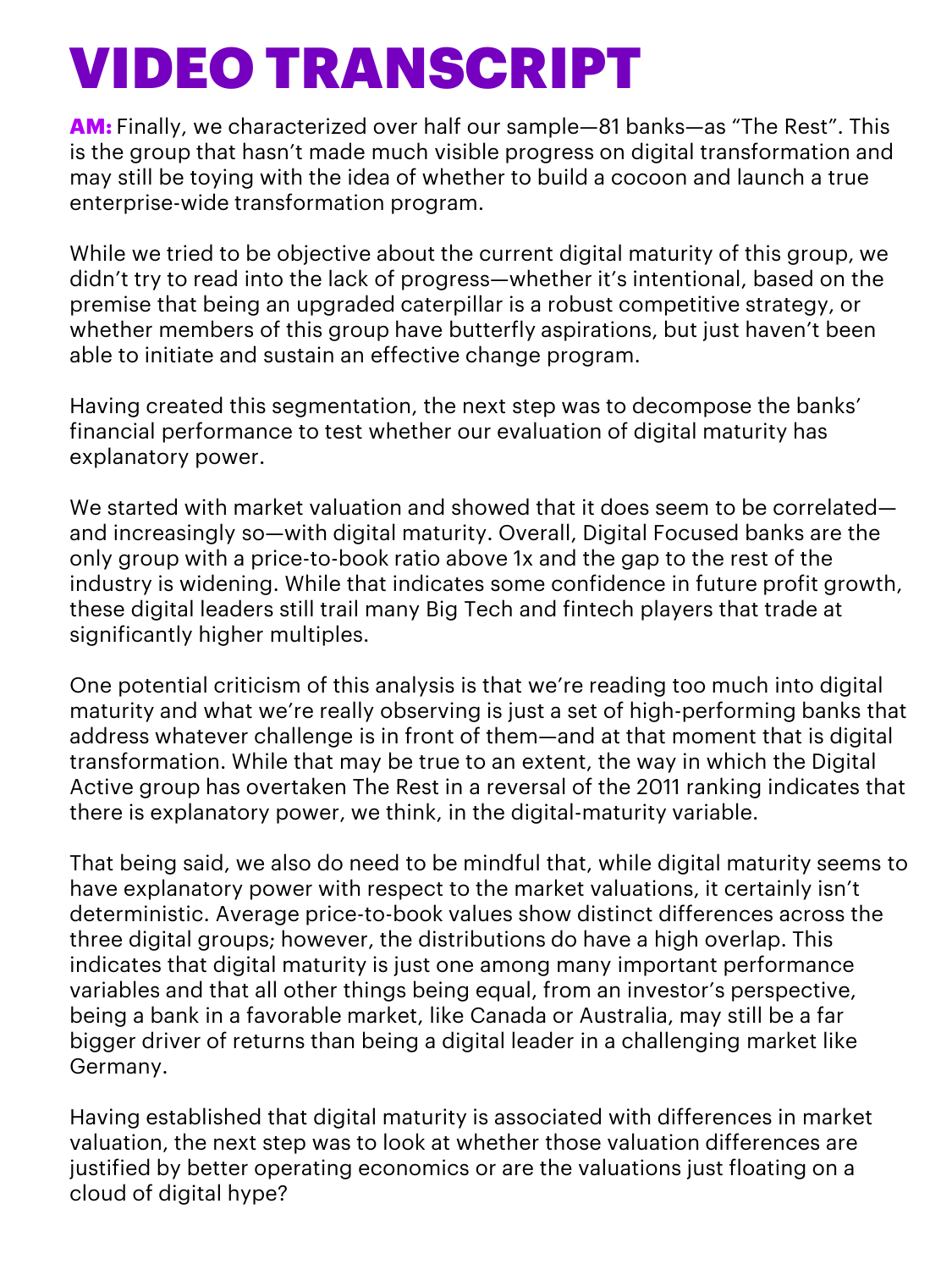# VIDEO TRANSCRIPT

**AM:** Finally, we characterized over half our sample—81 banks—as "The Rest". This is the group that hasn't made much visible progress on digital transformation and may still be toying with the idea of whether to build a cocoon and launch a true enterprise-wide transformation program.

While we tried to be objective about the current digital maturity of this group, we didn't try to read into the lack of progress—whether it's intentional, based on the premise that being an upgraded caterpillar is a robust competitive strategy, or whether members of this group have butterfly aspirations, but just haven't been able to initiate and sustain an effective change program.

Having created this segmentation, the next step was to decompose the banks' financial performance to test whether our evaluation of digital maturity has explanatory power.

We started with market valuation and showed that it does seem to be correlated—and increasingly so—with digital maturity. Overall, Digital Focused banks are the only group with a price-to-book ratio above 1x and the gap to the rest of the industry is widening. While that indicates some confidence in future profit growth, these digital leaders still trail many Big Tech and fintech players that trade at significantly higher multiples.

One potential criticism of this analysis is that we're reading too much into digital maturity and what we're really observing is just a set of high-performing banks that address whatever challenge is in front of them—and at that moment that is digital transformation. While that may be true to an extent, the way in which the Digital Active group has overtaken The Rest in a reversal of the 2011 ranking indicates that there is explanatory power, we think, in the digital-maturity variable.

That being said, we also do need to be mindful that, while digital maturity seems to have explanatory power with respect to the market valuations, it certainly isn't deterministic. Average price-to-book values show distinct differences across the three digital groups; however, the distributions do have a high overlap. This indicates that digital maturity is just one among many important performance variables and that all other things being equal, from an investor's perspective, being a bank in a favorable market, like Canada or Australia, may still be a far bigger driver of returns than being a digital leader in a challenging market like Germany.

Having established that digital maturity is associated with differences in market valuation, the next step was to look at whether those valuation differences are justified by better operating economics or are the valuations just floating on a cloud of digital hype?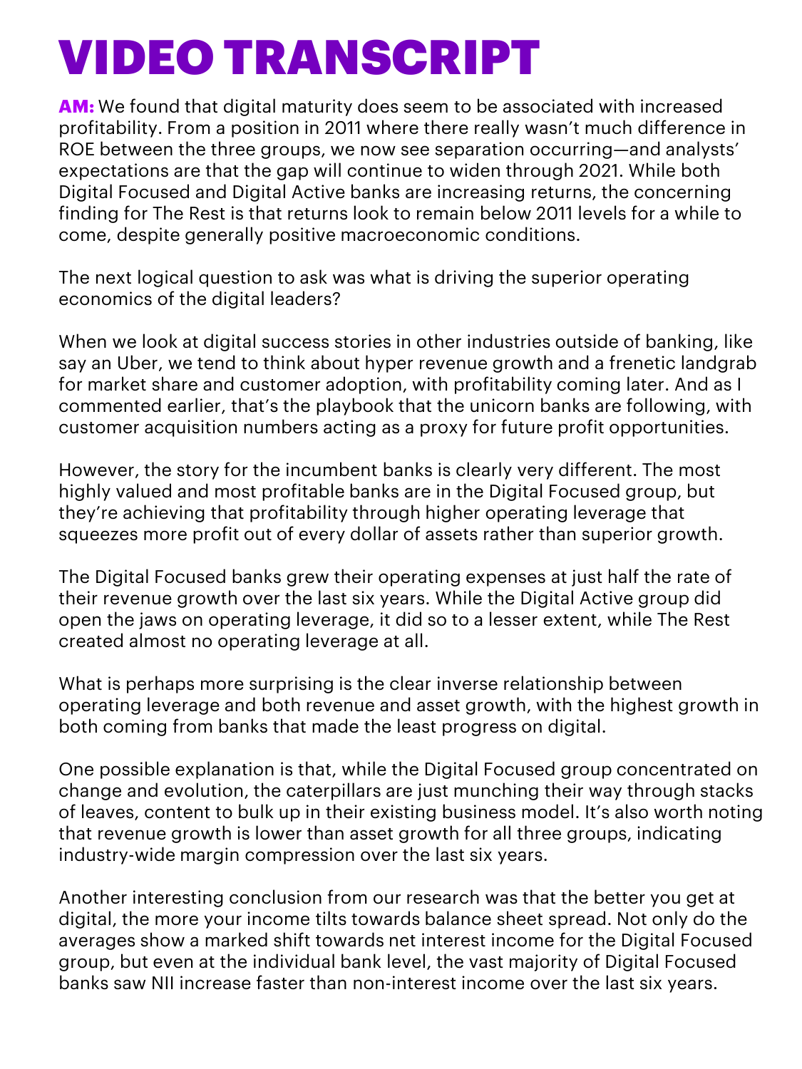# VIDEO TRANSCRIPT

**AM:** We found that digital maturity does seem to be associated with increased profitability. From a position in 2011 where there really wasn't much difference in ROE between the three groups, we now see separation occurring—and analysts' expectations are that the gap will continue to widen through 2021. While both Digital Focused and Digital Active banks are increasing returns, the concerning finding for The Rest is that returns look to remain below 2011 levels for a while to come, despite generally positive macroeconomic conditions.

The next logical question to ask was what is driving the superior operating economics of the digital leaders?

When we look at digital success stories in other industries outside of banking, like say an Uber, we tend to think about hyper revenue growth and a frenetic landgrab for market share and customer adoption, with profitability coming later. And as I commented earlier, that's the playbook that the unicorn banks are following, with customer acquisition numbers acting as a proxy for future profit opportunities.

However, the story for the incumbent banks is clearly very different. The most highly valued and most profitable banks are in the Digital Focused group, but they're achieving that profitability through higher operating leverage that squeezes more profit out of every dollar of assets rather than superior growth.

The Digital Focused banks grew their operating expenses at just half the rate of their revenue growth over the last six years. While the Digital Active group did open the jaws on operating leverage, it did so to a lesser extent, while The Rest created almost no operating leverage at all.

What is perhaps more surprising is the clear inverse relationship between operating leverage and both revenue and asset growth, with the highest growth in both coming from banks that made the least progress on digital.

One possible explanation is that, while the Digital Focused group concentrated on change and evolution, the caterpillars are just munching their way through stacks of leaves, content to bulk up in their existing business model. It's also worth noting that revenue growth is lower than asset growth for all three groups, indicating industry-wide margin compression over the last six years.

Another interesting conclusion from our research was that the better you get at digital, the more your income tilts towards balance sheet spread. Not only do the averages show a marked shift towards net interest income for the Digital Focused group, but even at the individual bank level, the vast majority of Digital Focused banks saw NII increase faster than non-interest income over the last six years.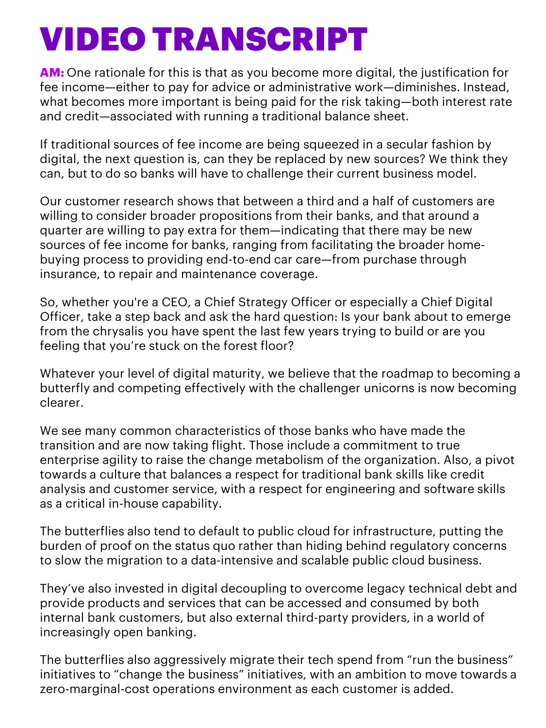# VIDEO TRANSCRIPT

**AM:** One rationale for this is that as you become more digital, the justification for fee income—either to pay for advice or administrative work—diminishes. Instead, what becomes more important is being paid for the risk taking—both interest rate and credit—associated with running a traditional balance sheet.

If traditional sources of fee income are being squeezed in a secular fashion by digital, the next question is, can they be replaced by new sources? We think they can, but to do so banks will have to challenge their current business model.

Our customer research shows that between a third and a half of customers are willing to consider broader propositions from their banks, and that around a quarter are willing to pay extra for them—indicating that there may be new sources of fee income for banks, ranging from facilitating the broader home-buying process to providing end-to-end car care—from purchase through insurance, to repair and maintenance coverage.

So, whether you're a CEO, a Chief Strategy Officer or especially a Chief Digital Officer, take a step back and ask the hard question: Is your bank about to emerge from the chrysalis you have spent the last few years trying to build or are you feeling that you're stuck on the forest floor?

Whatever your level of digital maturity, we believe that the roadmap to becoming a butterfly and competing effectively with the challenger unicorns is now becoming clearer.

We see many common characteristics of those banks who have made the transition and are now taking flight. Those include a commitment to true enterprise agility to raise the change metabolism of the organization. Also, a pivot towards a culture that balances a respect for traditional bank skills like credit analysis and customer service, with a respect for engineering and software skills as a critical in-house capability.

The butterflies also tend to default to public cloud for infrastructure, putting the burden of proof on the status quo rather than hiding behind regulatory concerns to slow the migration to a data-intensive and scalable public cloud business.

They've also invested in digital decoupling to overcome legacy technical debt and provide products and services that can be accessed and consumed by both internal bank customers, but also external third-party providers, in a world of increasingly open banking.

The butterflies also aggressively migrate their tech spend from "run the business" initiatives to "change the business" initiatives, with an ambition to move towards a zero-marginal-cost operations environment as each customer is added.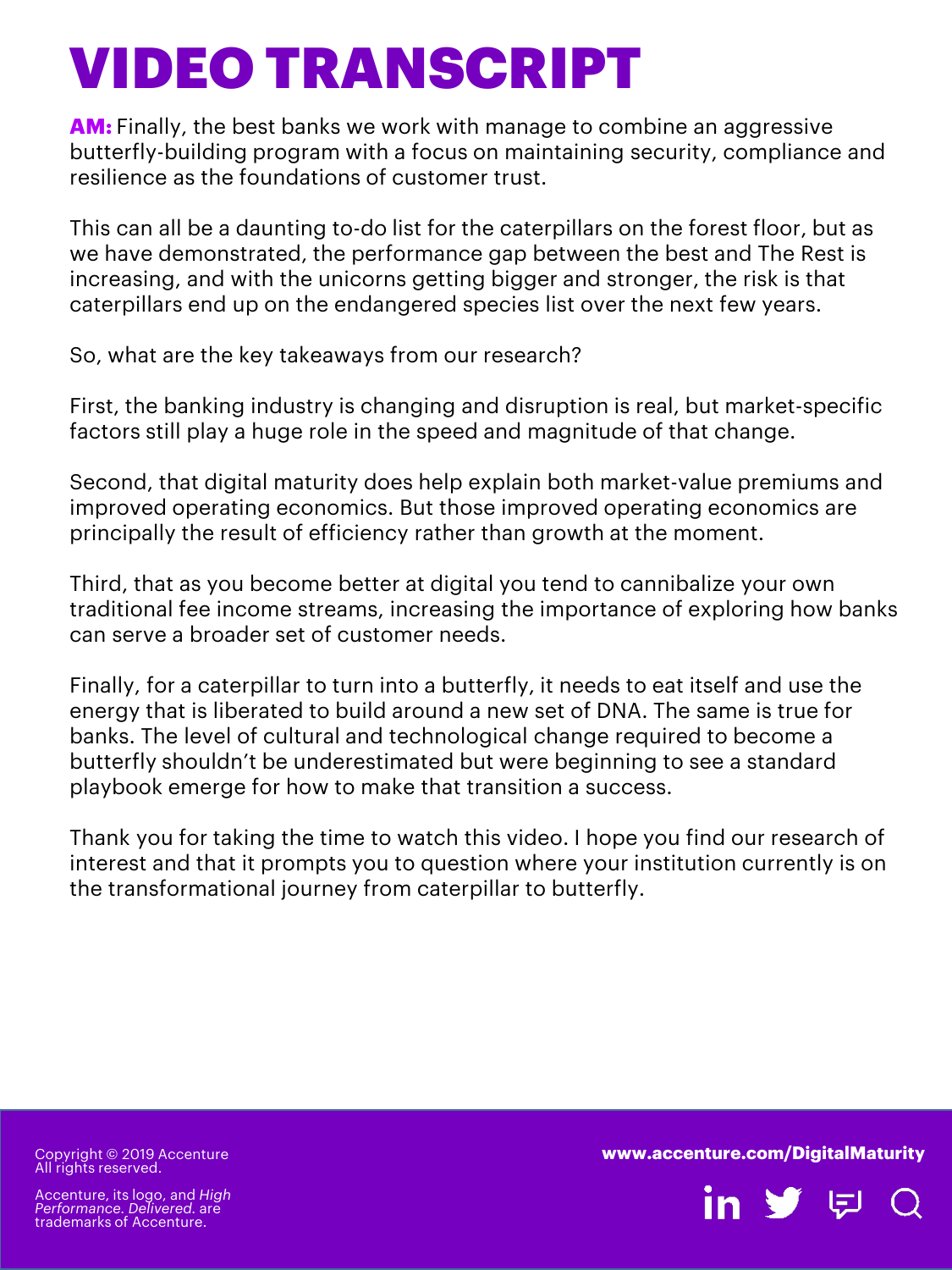# VIDEO TRANSCRIPT

**AM:** Finally, the best banks we work with manage to combine an aggressive butterfly-building program with a focus on maintaining security, compliance and resilience as the foundations of customer trust.

This can all be a daunting to-do list for the caterpillars on the forest floor, but as we have demonstrated, the performance gap between the best and The Rest is increasing, and with the unicorns getting bigger and stronger, the risk is that caterpillars end up on the endangered species list over the next few years.

So, what are the key takeaways from our research?

First, the banking industry is changing and disruption is real, but market-specific factors still play a huge role in the speed and magnitude of that change.

Second, that digital maturity does help explain both market-value premiums and improved operating economics. But those improved operating economics are principally the result of efficiency rather than growth at the moment.

Third, that as you become better at digital you tend to cannibalize your own traditional fee income streams, increasing the importance of exploring how banks can serve a broader set of customer needs.

Finally, for a caterpillar to turn into a butterfly, it needs to eat itself and use the energy that is liberated to build around a new set of DNA. The same is true for banks. The level of cultural and technological change required to become a butterfly shouldn't be underestimated but were beginning to see a standard playbook emerge for how to make that transition a success.

Thank you for taking the time to watch this video. I hope you find our research of interest and that it prompts you to question where your institution currently is on the transformational journey from caterpillar to butterfly.

Copyright © 2019 Accenture
All rights reserved.

Accenture, its logo, and *High Performance. Delivered.* are trademarks of Accenture.

**www.accenture.com/DigitalMaturity**